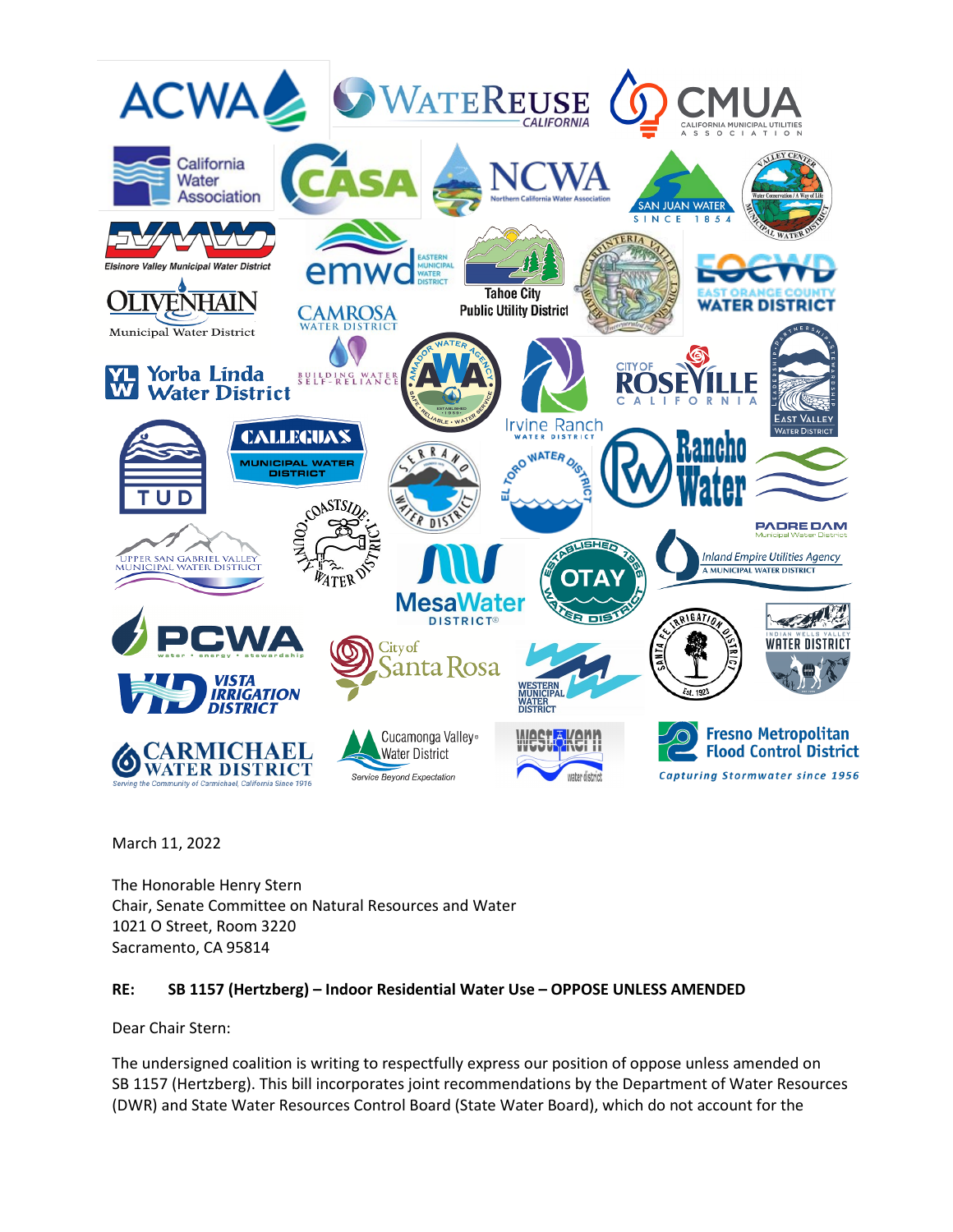March 11, 2022

The Honorable Henry Stern
Chair, Senate Committee on Natural Resources and Water
1021 O Street, Room 3220
Sacramento, CA 95814

**RE: SB 1157 (Hertzberg) – Indoor Residential Water Use – OPPOSE UNLESS AMENDED**

Dear Chair Stern:

The undersigned coalition is writing to respectfully express our position of oppose unless amended on SB 1157 (Hertzberg). This bill incorporates joint recommendations by the Department of Water Resources (DWR) and State Water Resources Control Board (State Water Board), which do not account for the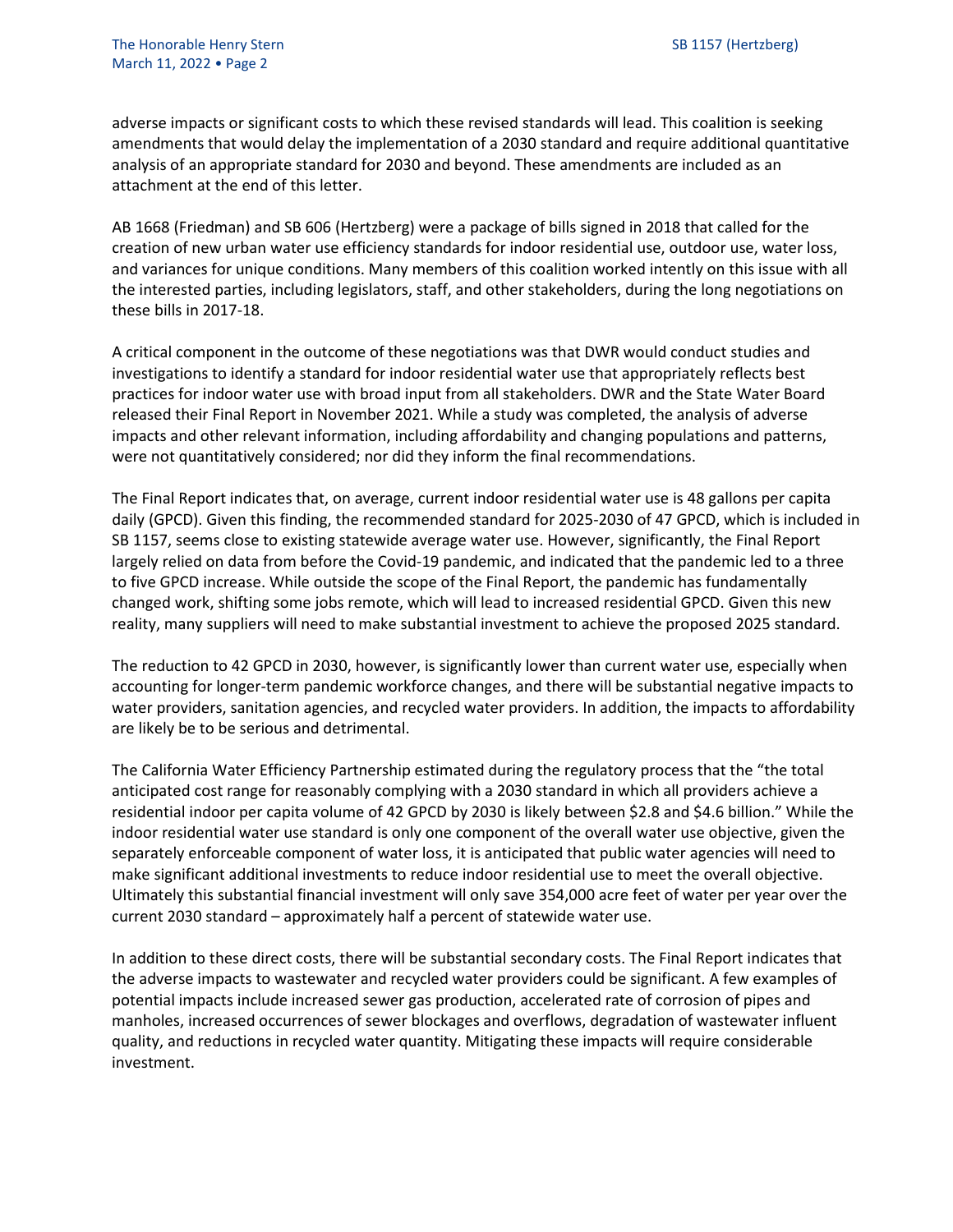adverse impacts or significant costs to which these revised standards will lead. This coalition is seeking amendments that would delay the implementation of a 2030 standard and require additional quantitative analysis of an appropriate standard for 2030 and beyond. These amendments are included as an attachment at the end of this letter.

AB 1668 (Friedman) and SB 606 (Hertzberg) were a package of bills signed in 2018 that called for the creation of new urban water use efficiency standards for indoor residential use, outdoor use, water loss, and variances for unique conditions. Many members of this coalition worked intently on this issue with all the interested parties, including legislators, staff, and other stakeholders, during the long negotiations on these bills in 2017-18.

A critical component in the outcome of these negotiations was that DWR would conduct studies and investigations to identify a standard for indoor residential water use that appropriately reflects best practices for indoor water use with broad input from all stakeholders. DWR and the State Water Board released their Final Report in November 2021. While a study was completed, the analysis of adverse impacts and other relevant information, including affordability and changing populations and patterns, were not quantitatively considered; nor did they inform the final recommendations.

The Final Report indicates that, on average, current indoor residential water use is 48 gallons per capita daily (GPCD). Given this finding, the recommended standard for 2025-2030 of 47 GPCD, which is included in SB 1157, seems close to existing statewide average water use. However, significantly, the Final Report largely relied on data from before the Covid-19 pandemic, and indicated that the pandemic led to a three to five GPCD increase. While outside the scope of the Final Report, the pandemic has fundamentally changed work, shifting some jobs remote, which will lead to increased residential GPCD. Given this new reality, many suppliers will need to make substantial investment to achieve the proposed 2025 standard.

The reduction to 42 GPCD in 2030, however, is significantly lower than current water use, especially when accounting for longer-term pandemic workforce changes, and there will be substantial negative impacts to water providers, sanitation agencies, and recycled water providers. In addition, the impacts to affordability are likely be to be serious and detrimental.

The California Water Efficiency Partnership estimated during the regulatory process that the "the total anticipated cost range for reasonably complying with a 2030 standard in which all providers achieve a residential indoor per capita volume of 42 GPCD by 2030 is likely between $2.8 and $4.6 billion." While the indoor residential water use standard is only one component of the overall water use objective, given the separately enforceable component of water loss, it is anticipated that public water agencies will need to make significant additional investments to reduce indoor residential use to meet the overall objective. Ultimately this substantial financial investment will only save 354,000 acre feet of water per year over the current 2030 standard – approximately half a percent of statewide water use.

In addition to these direct costs, there will be substantial secondary costs. The Final Report indicates that the adverse impacts to wastewater and recycled water providers could be significant. A few examples of potential impacts include increased sewer gas production, accelerated rate of corrosion of pipes and manholes, increased occurrences of sewer blockages and overflows, degradation of wastewater influent quality, and reductions in recycled water quantity. Mitigating these impacts will require considerable investment.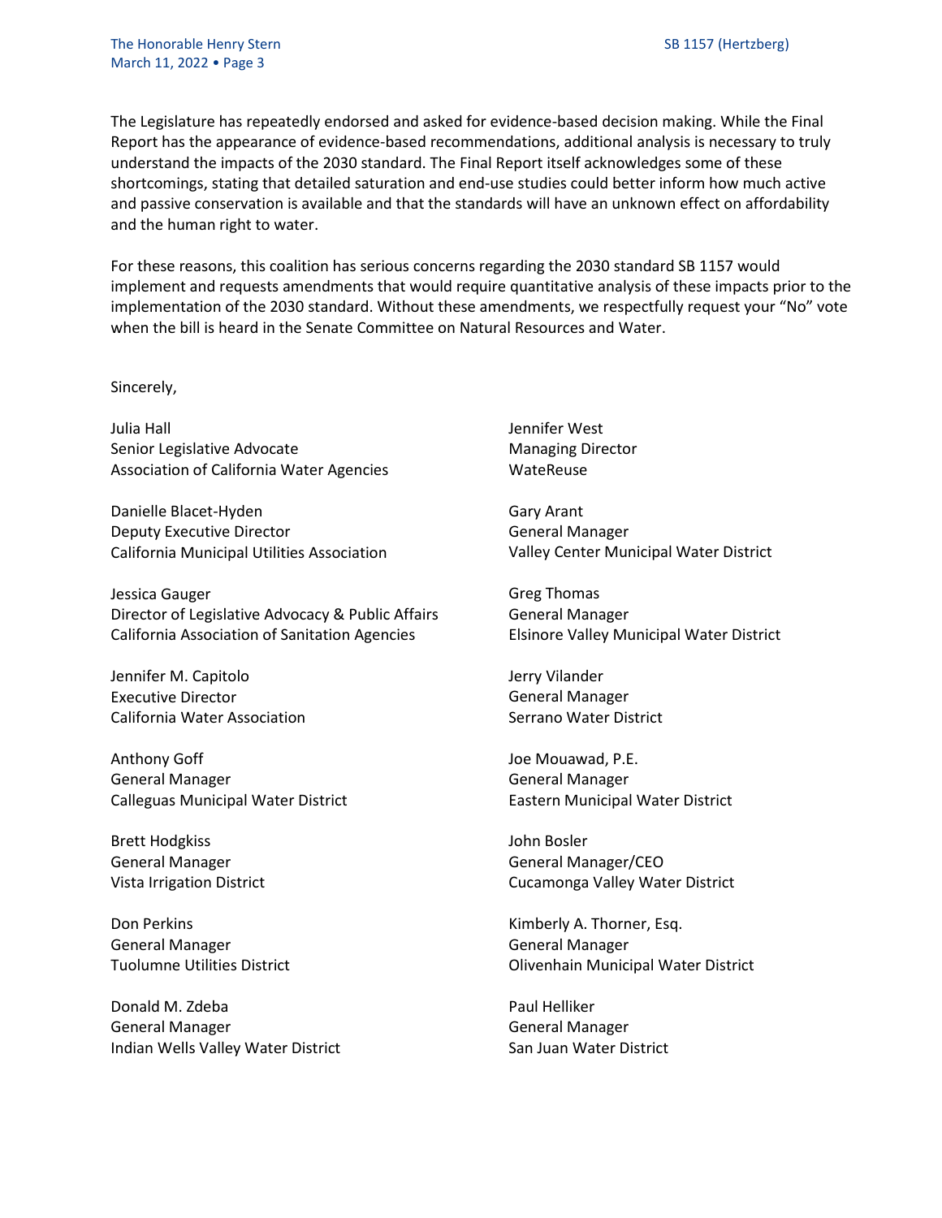The Legislature has repeatedly endorsed and asked for evidence-based decision making. While the Final Report has the appearance of evidence-based recommendations, additional analysis is necessary to truly understand the impacts of the 2030 standard. The Final Report itself acknowledges some of these shortcomings, stating that detailed saturation and end-use studies could better inform how much active and passive conservation is available and that the standards will have an unknown effect on affordability and the human right to water.

For these reasons, this coalition has serious concerns regarding the 2030 standard SB 1157 would implement and requests amendments that would require quantitative analysis of these impacts prior to the implementation of the 2030 standard. Without these amendments, we respectfully request your "No" vote when the bill is heard in the Senate Committee on Natural Resources and Water.

Sincerely,

Julia Hall
Senior Legislative Advocate
Association of California Water Agencies

Danielle Blacet-Hyden
Deputy Executive Director
California Municipal Utilities Association

Jessica Gauger
Director of Legislative Advocacy & Public Affairs
California Association of Sanitation Agencies

Jennifer M. Capitolo
Executive Director
California Water Association

Anthony Goff
General Manager
Calleguas Municipal Water District

Brett Hodgkiss
General Manager
Vista Irrigation District

Don Perkins
General Manager
Tuolumne Utilities District

Donald M. Zdeba
General Manager
Indian Wells Valley Water District

Jennifer West
Managing Director
WateReuse

Gary Arant
General Manager
Valley Center Municipal Water District

Greg Thomas
General Manager
Elsinore Valley Municipal Water District

Jerry Vilander
General Manager
Serrano Water District

Joe Mouawad, P.E.
General Manager
Eastern Municipal Water District

John Bosler
General Manager/CEO
Cucamonga Valley Water District

Kimberly A. Thorner, Esq.
General Manager
Olivenhain Municipal Water District

Paul Helliker
General Manager
San Juan Water District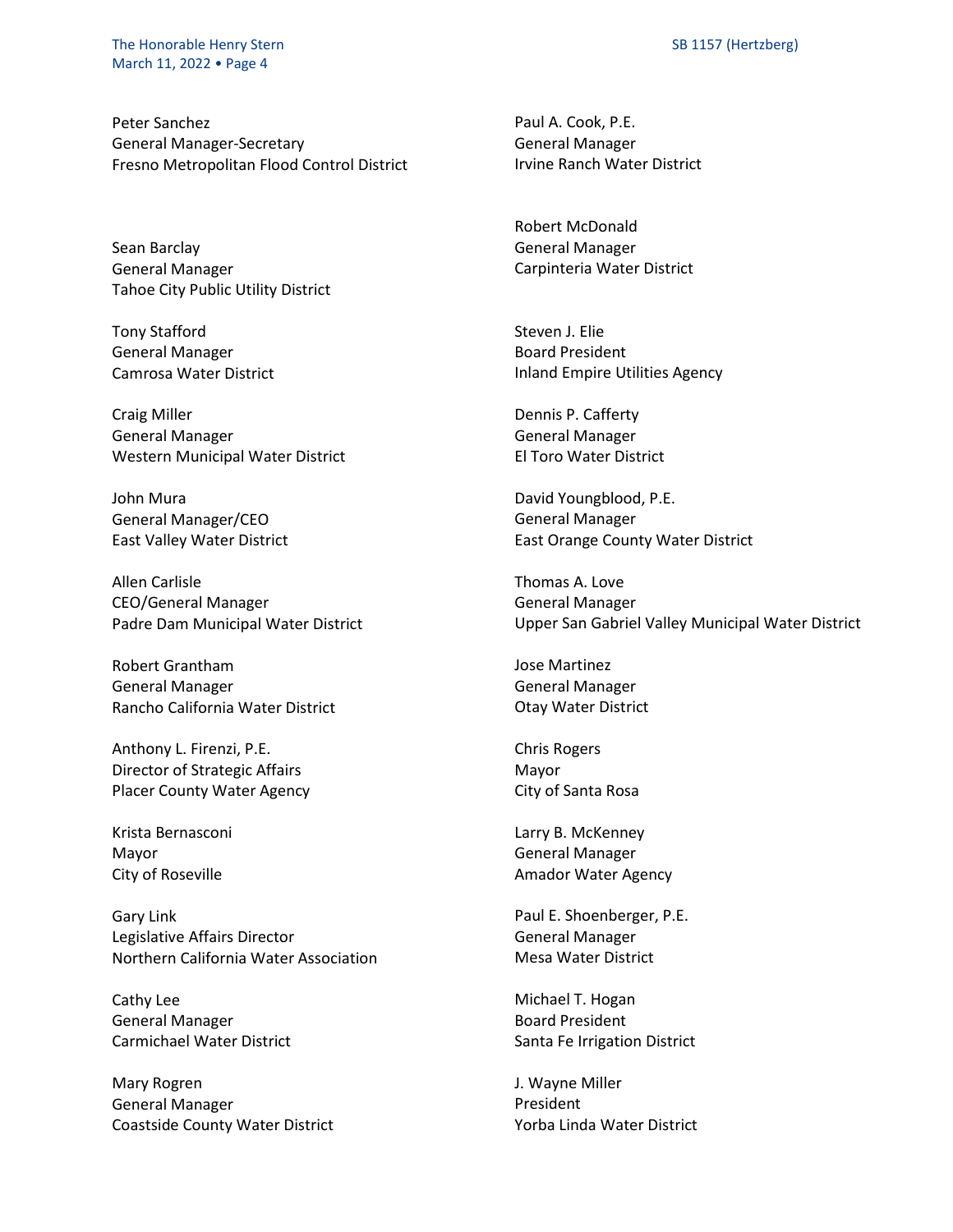Peter Sanchez
General Manager-Secretary
Fresno Metropolitan Flood Control District

Sean Barclay
General Manager
Tahoe City Public Utility District

Tony Stafford
General Manager
Camrosa Water District

Craig Miller
General Manager
Western Municipal Water District

John Mura
General Manager/CEO
East Valley Water District

Allen Carlisle
CEO/General Manager
Padre Dam Municipal Water District

Robert Grantham
General Manager
Rancho California Water District

Anthony L. Firenzi, P.E.
Director of Strategic Affairs
Placer County Water Agency

Krista Bernasconi
Mayor
City of Roseville

Gary Link
Legislative Affairs Director
Northern California Water Association

Cathy Lee
General Manager
Carmichael Water District

Mary Rogren
General Manager
Coastside County Water District

Paul A. Cook, P.E.
General Manager
Irvine Ranch Water District

Robert McDonald
General Manager
Carpinteria Water District

Steven J. Elie
Board President
Inland Empire Utilities Agency

Dennis P. Cafferty
General Manager
El Toro Water District

David Youngblood, P.E.
General Manager
East Orange County Water District

Thomas A. Love
General Manager
Upper San Gabriel Valley Municipal Water District

Jose Martinez
General Manager
Otay Water District

Chris Rogers
Mayor
City of Santa Rosa

Larry B. McKenney
General Manager
Amador Water Agency

Paul E. Shoenberger, P.E.
General Manager
Mesa Water District

Michael T. Hogan
Board President
Santa Fe Irrigation District

J. Wayne Miller
President
Yorba Linda Water District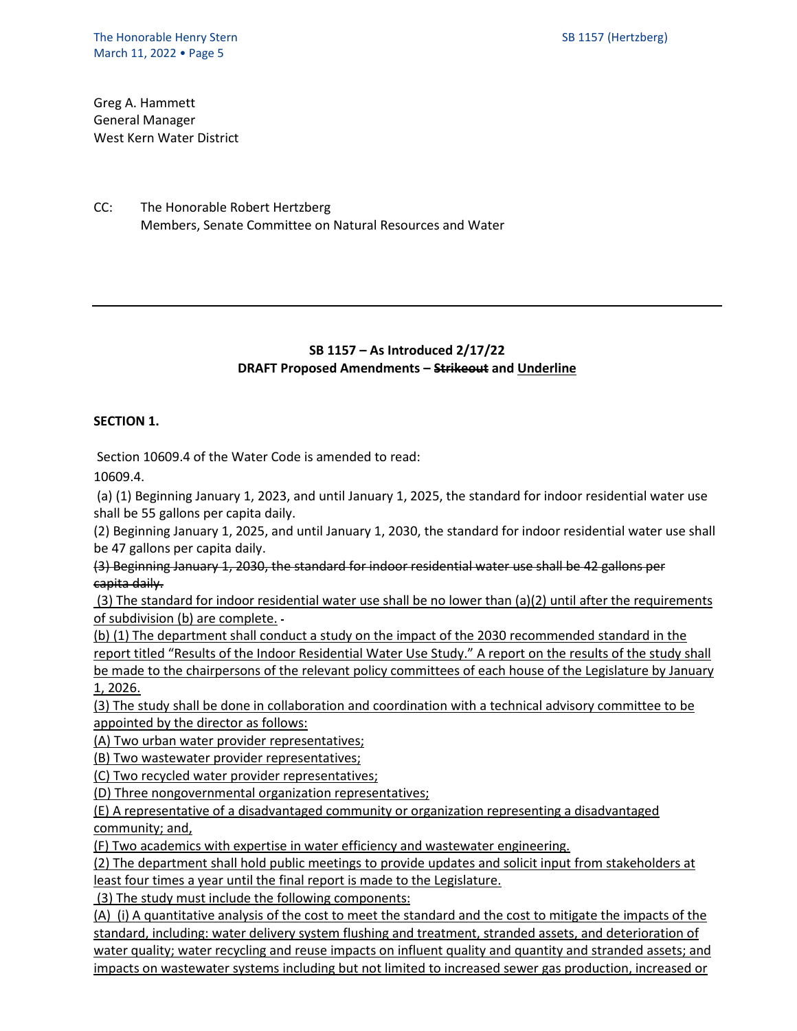Greg A. Hammett
General Manager
West Kern Water District

CC: The Honorable Robert Hertzberg
Members, Senate Committee on Natural Resources and Water

---

**SB 1157 – As Introduced 2/17/22**
**DRAFT Proposed Amendments – ~~Strikeout~~ and <u>Underline</u>**

**SECTION 1.**

Section 10609.4 of the Water Code is amended to read:

10609.4.

(a) (1) Beginning January 1, 2023, and until January 1, 2025, the standard for indoor residential water use shall be 55 gallons per capita daily.

(2) Beginning January 1, 2025, and until January 1, 2030, the standard for indoor residential water use shall be 47 gallons per capita daily.

~~(3) Beginning January 1, 2030, the standard for indoor residential water use shall be 42 gallons per capita daily.~~

<u>(3) The standard for indoor residential water use shall be no lower than (a)(2) until after the requirements of subdivision (b) are complete.</u> -

<u>(b) (1) The department shall conduct a study on the impact of the 2030 recommended standard in the report titled "Results of the Indoor Residential Water Use Study." A report on the results of the study shall be made to the chairpersons of the relevant policy committees of each house of the Legislature by January 1, 2026.</u>

<u>(3) The study shall be done in collaboration and coordination with a technical advisory committee to be appointed by the director as follows:</u>

<u>(A) Two urban water provider representatives;</u>

<u>(B) Two wastewater provider representatives;</u>

<u>(C) Two recycled water provider representatives;</u>

<u>(D) Three nongovernmental organization representatives;</u>

<u>(E) A representative of a disadvantaged community or organization representing a disadvantaged community; and,</u>

<u>(F) Two academics with expertise in water efficiency and wastewater engineering.</u>

<u>(2) The department shall hold public meetings to provide updates and solicit input from stakeholders at least four times a year until the final report is made to the Legislature.</u>

<u>(3) The study must include the following components:</u>

<u>(A) (i) A quantitative analysis of the cost to meet the standard and the cost to mitigate the impacts of the standard, including: water delivery system flushing and treatment, stranded assets, and deterioration of water quality; water recycling and reuse impacts on influent quality and quantity and stranded assets; and impacts on wastewater systems including but not limited to increased sewer gas production, increased or</u>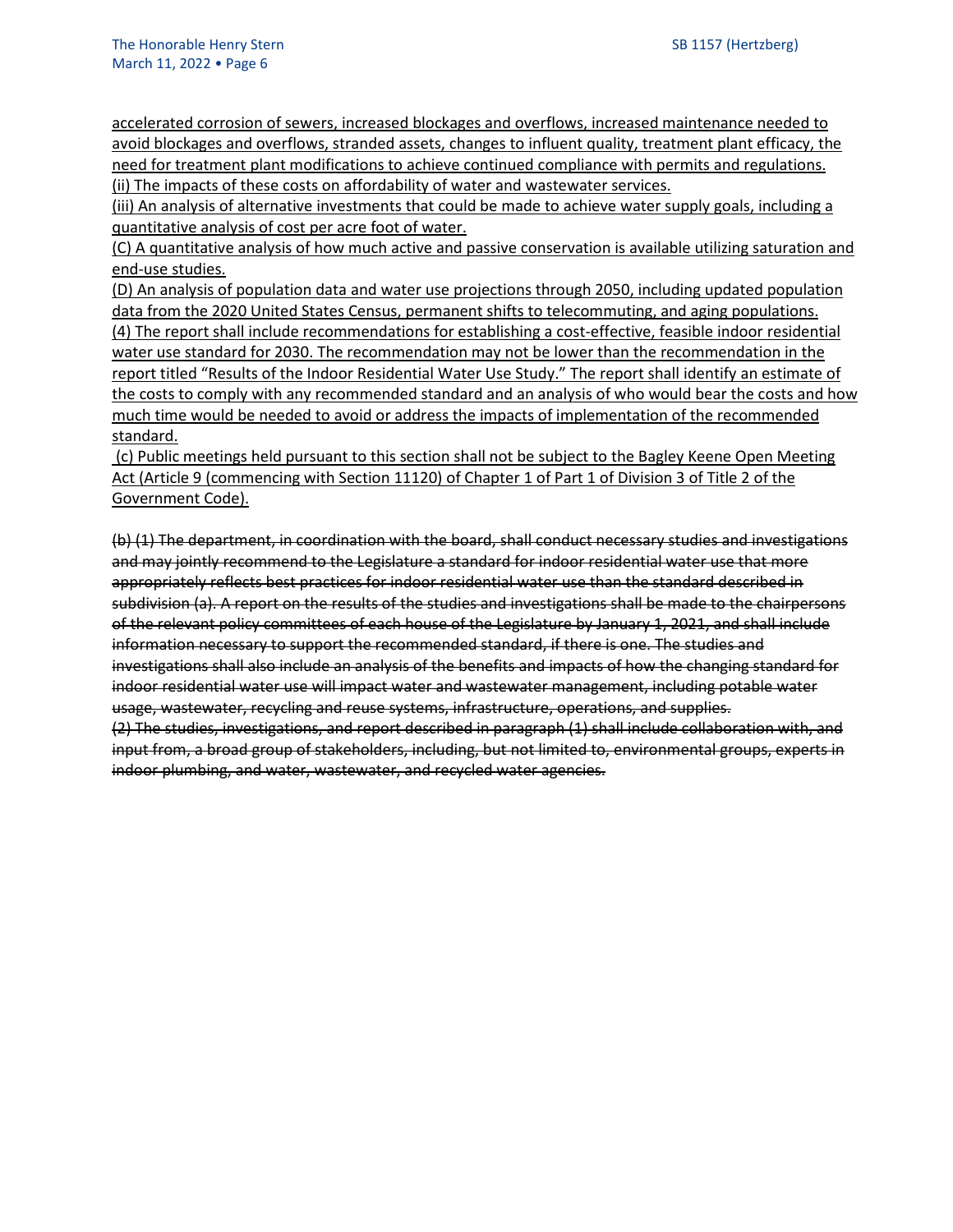accelerated corrosion of sewers, increased blockages and overflows, increased maintenance needed to avoid blockages and overflows, stranded assets, changes to influent quality, treatment plant efficacy, the need for treatment plant modifications to achieve continued compliance with permits and regulations.
(ii) The impacts of these costs on affordability of water and wastewater services.
(iii) An analysis of alternative investments that could be made to achieve water supply goals, including a quantitative analysis of cost per acre foot of water.
(C) A quantitative analysis of how much active and passive conservation is available utilizing saturation and end-use studies.
(D) An analysis of population data and water use projections through 2050, including updated population data from the 2020 United States Census, permanent shifts to telecommuting, and aging populations.
(4) The report shall include recommendations for establishing a cost-effective, feasible indoor residential water use standard for 2030. The recommendation may not be lower than the recommendation in the report titled "Results of the Indoor Residential Water Use Study." The report shall identify an estimate of the costs to comply with any recommended standard and an analysis of who would bear the costs and how much time would be needed to avoid or address the impacts of implementation of the recommended standard.
(c) Public meetings held pursuant to this section shall not be subject to the Bagley Keene Open Meeting Act (Article 9 (commencing with Section 11120) of Chapter 1 of Part 1 of Division 3 of Title 2 of the Government Code).

~~(b) (1) The department, in coordination with the board, shall conduct necessary studies and investigations and may jointly recommend to the Legislature a standard for indoor residential water use that more appropriately reflects best practices for indoor residential water use than the standard described in subdivision (a). A report on the results of the studies and investigations shall be made to the chairpersons of the relevant policy committees of each house of the Legislature by January 1, 2021, and shall include information necessary to support the recommended standard, if there is one. The studies and investigations shall also include an analysis of the benefits and impacts of how the changing standard for indoor residential water use will impact water and wastewater management, including potable water usage, wastewater, recycling and reuse systems, infrastructure, operations, and supplies.~~
~~(2) The studies, investigations, and report described in paragraph (1) shall include collaboration with, and input from, a broad group of stakeholders, including, but not limited to, environmental groups, experts in indoor plumbing, and water, wastewater, and recycled water agencies.~~